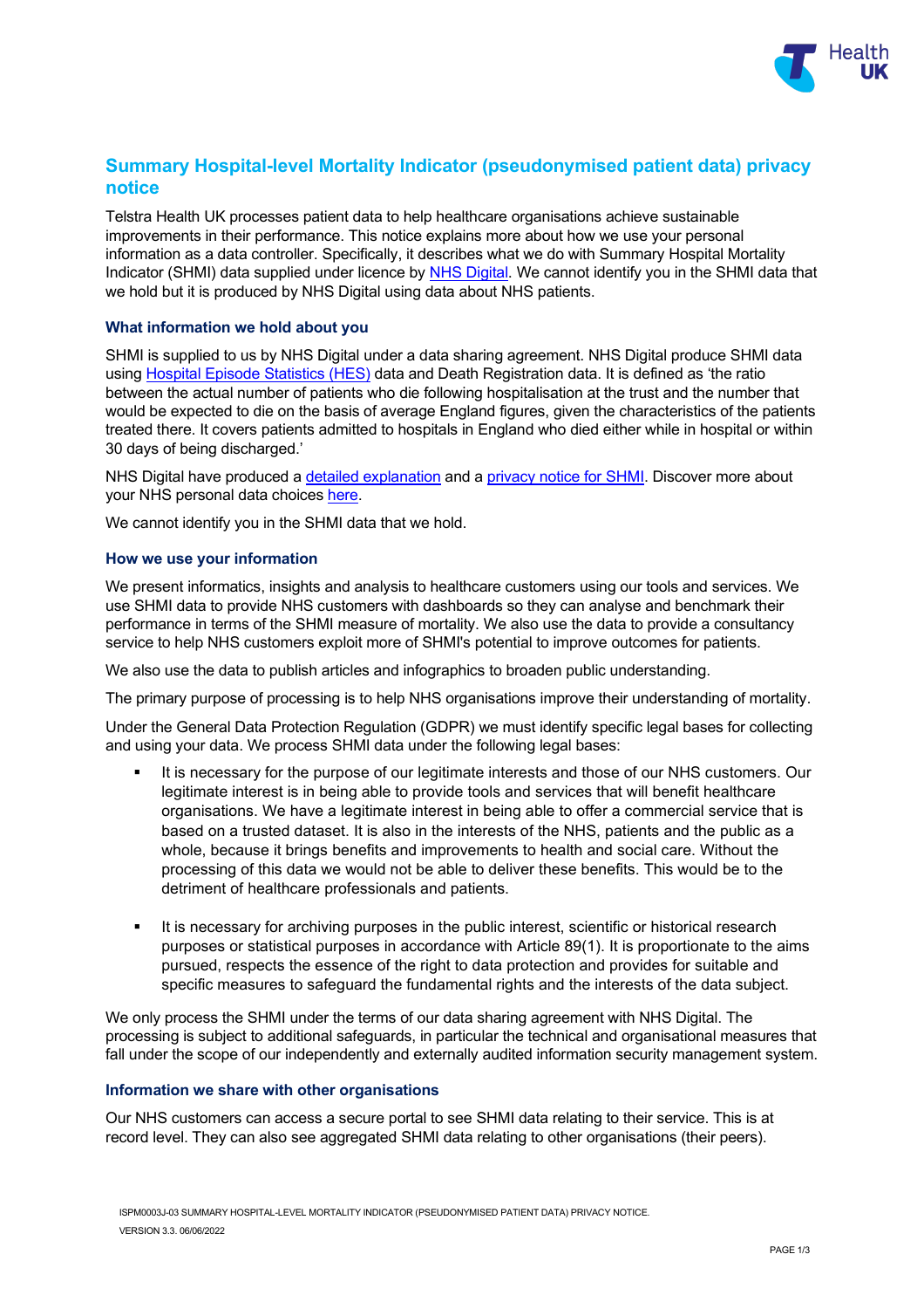# Summary Hospital-level Mortality Indicator (pseudonymised patient data) privacy notice

Telstra Health UK processes patient data to help healthcare organisations achieve sustainable improvements in their performance. This notice explains more about how we use your personal information as a data controller. Specifically, it describes what we do with Summary Hospital Mortality Indicator (SHMI) data supplied under licence by NHS Digital. We cannot identify you in the SHMI data that we hold but it is produced by NHS Digital using data about NHS patients.

### What information we hold about you

SHMI is supplied to us by NHS Digital under a data sharing agreement. NHS Digital produce SHMI data using Hospital Episode Statistics (HES) data and Death Registration data. It is defined as 'the ratio between the actual number of patients who die following hospitalisation at the trust and the number that would be expected to die on the basis of average England figures, given the characteristics of the patients treated there. It covers patients admitted to hospitals in England who died either while in hospital or within 30 days of being discharged.'

NHS Digital have produced a detailed explanation and a privacy notice for SHMI. Discover more about your NHS personal data choices here.

We cannot identify you in the SHMI data that we hold.

### How we use your information

We present informatics, insights and analysis to healthcare customers using our tools and services. We use SHMI data to provide NHS customers with dashboards so they can analyse and benchmark their performance in terms of the SHMI measure of mortality. We also use the data to provide a consultancy service to help NHS customers exploit more of SHMI's potential to improve outcomes for patients.

We also use the data to publish articles and infographics to broaden public understanding.

The primary purpose of processing is to help NHS organisations improve their understanding of mortality.

Under the General Data Protection Regulation (GDPR) we must identify specific legal bases for collecting and using your data. We process SHMI data under the following legal bases:

- It is necessary for the purpose of our legitimate interests and those of our NHS customers. Our legitimate interest is in being able to provide tools and services that will benefit healthcare organisations. We have a legitimate interest in being able to offer a commercial service that is based on a trusted dataset. It is also in the interests of the NHS, patients and the public as a whole, because it brings benefits and improvements to health and social care. Without the processing of this data we would not be able to deliver these benefits. This would be to the detriment of healthcare professionals and patients.

- It is necessary for archiving purposes in the public interest, scientific or historical research purposes or statistical purposes in accordance with Article 89(1). It is proportionate to the aims pursued, respects the essence of the right to data protection and provides for suitable and specific measures to safeguard the fundamental rights and the interests of the data subject.

We only process the SHMI under the terms of our data sharing agreement with NHS Digital. The processing is subject to additional safeguards, in particular the technical and organisational measures that fall under the scope of our independently and externally audited information security management system.

### Information we share with other organisations

Our NHS customers can access a secure portal to see SHMI data relating to their service. This is at record level. They can also see aggregated SHMI data relating to other organisations (their peers).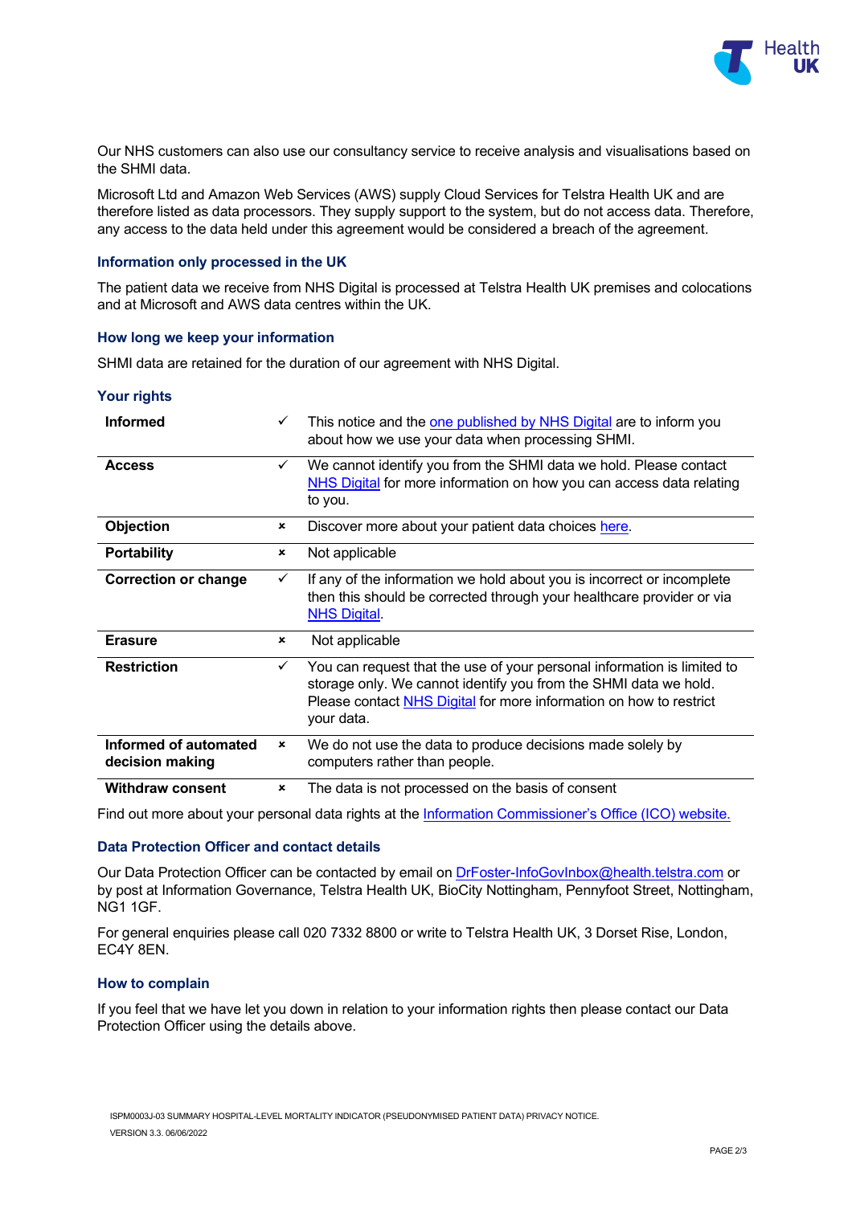Our NHS customers can also use our consultancy service to receive analysis and visualisations based on the SHMI data.

Microsoft Ltd and Amazon Web Services (AWS) supply Cloud Services for Telstra Health UK and are therefore listed as data processors. They supply support to the system, but do not access data. Therefore, any access to the data held under this agreement would be considered a breach of the agreement.

### Information only processed in the UK

The patient data we receive from NHS Digital is processed at Telstra Health UK premises and colocations and at Microsoft and AWS data centres within the UK.

### How long we keep your information

SHMI data are retained for the duration of our agreement with NHS Digital.

### Your rights

| | | |
|---|---|---|
| **Informed** | ✓ | This notice and the one published by NHS Digital are to inform you about how we use your data when processing SHMI. |
| **Access** | ✓ | We cannot identify you from the SHMI data we hold. Please contact NHS Digital for more information on how you can access data relating to you. |
| **Objection** | × | Discover more about your patient data choices here. |
| **Portability** | × | Not applicable |
| **Correction or change** | ✓ | If any of the information we hold about you is incorrect or incomplete then this should be corrected through your healthcare provider or via NHS Digital. |
| **Erasure** | × | Not applicable |
| **Restriction** | ✓ | You can request that the use of your personal information is limited to storage only. We cannot identify you from the SHMI data we hold. Please contact NHS Digital for more information on how to restrict your data. |
| **Informed of automated decision making** | × | We do not use the data to produce decisions made solely by computers rather than people. |
| **Withdraw consent** | × | The data is not processed on the basis of consent |

Find out more about your personal data rights at the Information Commissioner's Office (ICO) website.

### Data Protection Officer and contact details

Our Data Protection Officer can be contacted by email on DrFoster-InfoGovInbox@health.telstra.com or by post at Information Governance, Telstra Health UK, BioCity Nottingham, Pennyfoot Street, Nottingham, NG1 1GF.

For general enquiries please call 020 7332 8800 or write to Telstra Health UK, 3 Dorset Rise, London, EC4Y 8EN.

### How to complain

If you feel that we have let you down in relation to your information rights then please contact our Data Protection Officer using the details above.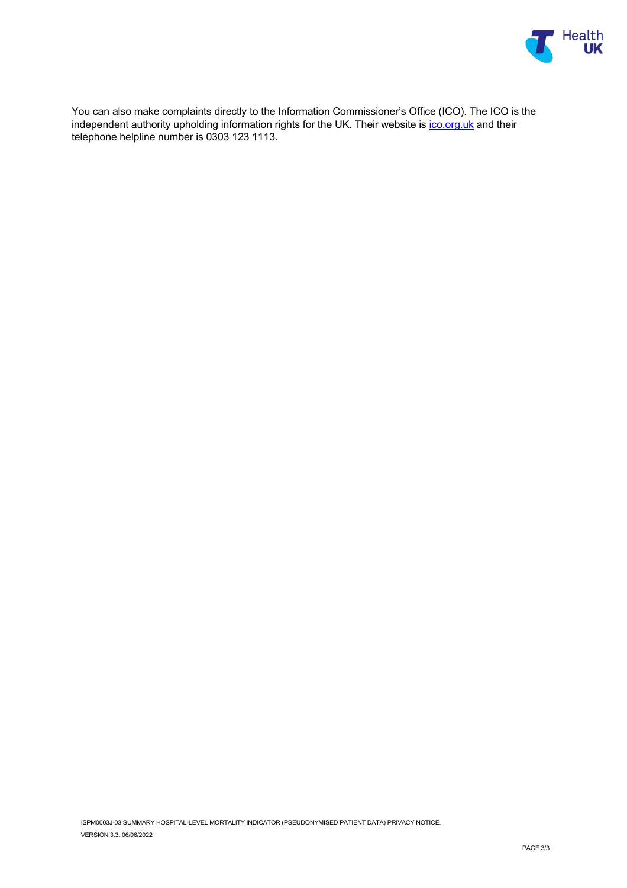You can also make complaints directly to the Information Commissioner's Office (ICO). The ICO is the independent authority upholding information rights for the UK. Their website is [ico.org.uk](https://ico.org.uk) and their telephone helpline number is 0303 123 1113.